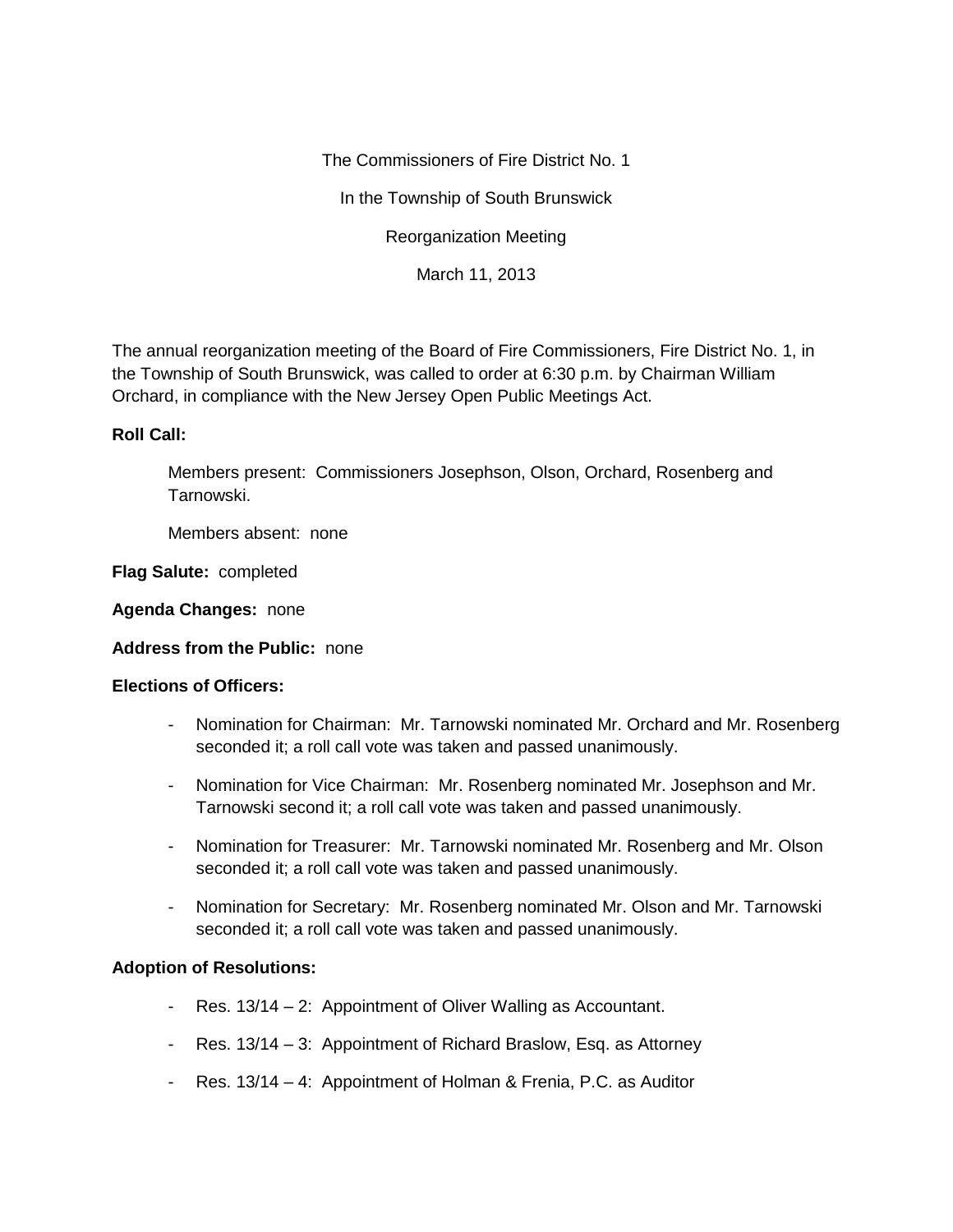The Commissioners of Fire District No. 1

In the Township of South Brunswick

Reorganization Meeting

March 11, 2013

The annual reorganization meeting of the Board of Fire Commissioners, Fire District No. 1, in the Township of South Brunswick, was called to order at 6:30 p.m. by Chairman William Orchard, in compliance with the New Jersey Open Public Meetings Act.

**Roll Call:**

Members present: Commissioners Josephson, Olson, Orchard, Rosenberg and Tarnowski.

Members absent: none

**Flag Salute:** completed

**Agenda Changes:** none

**Address from the Public:** none

**Elections of Officers:**

- Nomination for Chairman: Mr. Tarnowski nominated Mr. Orchard and Mr. Rosenberg seconded it; a roll call vote was taken and passed unanimously.
- Nomination for Vice Chairman: Mr. Rosenberg nominated Mr. Josephson and Mr. Tarnowski second it; a roll call vote was taken and passed unanimously.
- Nomination for Treasurer: Mr. Tarnowski nominated Mr. Rosenberg and Mr. Olson seconded it; a roll call vote was taken and passed unanimously.
- Nomination for Secretary: Mr. Rosenberg nominated Mr. Olson and Mr. Tarnowski seconded it; a roll call vote was taken and passed unanimously.

**Adoption of Resolutions:**

- Res. 13/14 – 2: Appointment of Oliver Walling as Accountant.
- Res. 13/14 – 3: Appointment of Richard Braslow, Esq. as Attorney
- Res. 13/14 – 4: Appointment of Holman & Frenia, P.C. as Auditor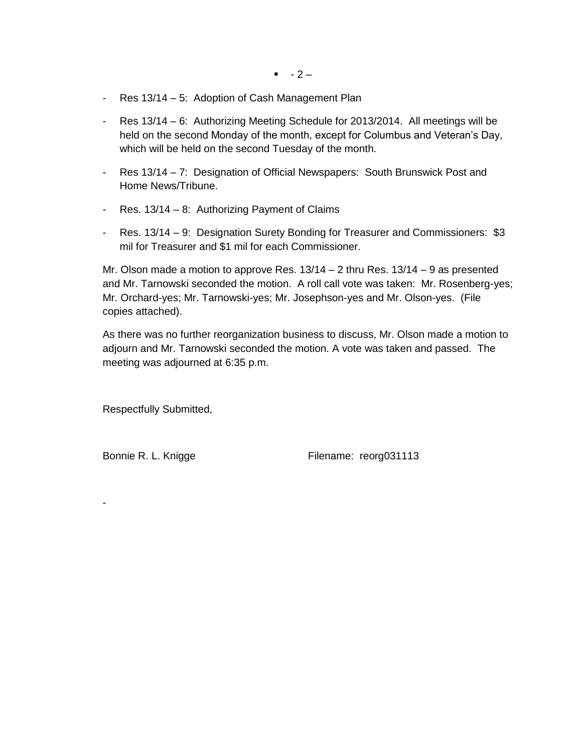- Res 13/14 – 5: Adoption of Cash Management Plan
- Res 13/14 – 6: Authorizing Meeting Schedule for 2013/2014. All meetings will be held on the second Monday of the month, except for Columbus and Veteran's Day, which will be held on the second Tuesday of the month.
- Res 13/14 – 7: Designation of Official Newspapers: South Brunswick Post and Home News/Tribune.
- Res. 13/14 – 8: Authorizing Payment of Claims
- Res. 13/14 – 9: Designation Surety Bonding for Treasurer and Commissioners: $3 mil for Treasurer and $1 mil for each Commissioner.

Mr. Olson made a motion to approve Res. 13/14 – 2 thru Res. 13/14 – 9 as presented and Mr. Tarnowski seconded the motion. A roll call vote was taken: Mr. Rosenberg-yes; Mr. Orchard-yes; Mr. Tarnowski-yes; Mr. Josephson-yes and Mr. Olson-yes. (File copies attached).

As there was no further reorganization business to discuss, Mr. Olson made a motion to adjourn and Mr. Tarnowski seconded the motion. A vote was taken and passed. The meeting was adjourned at 6:35 p.m.

Respectfully Submitted,

Bonnie R. L. Knigge Filename: reorg031113

-